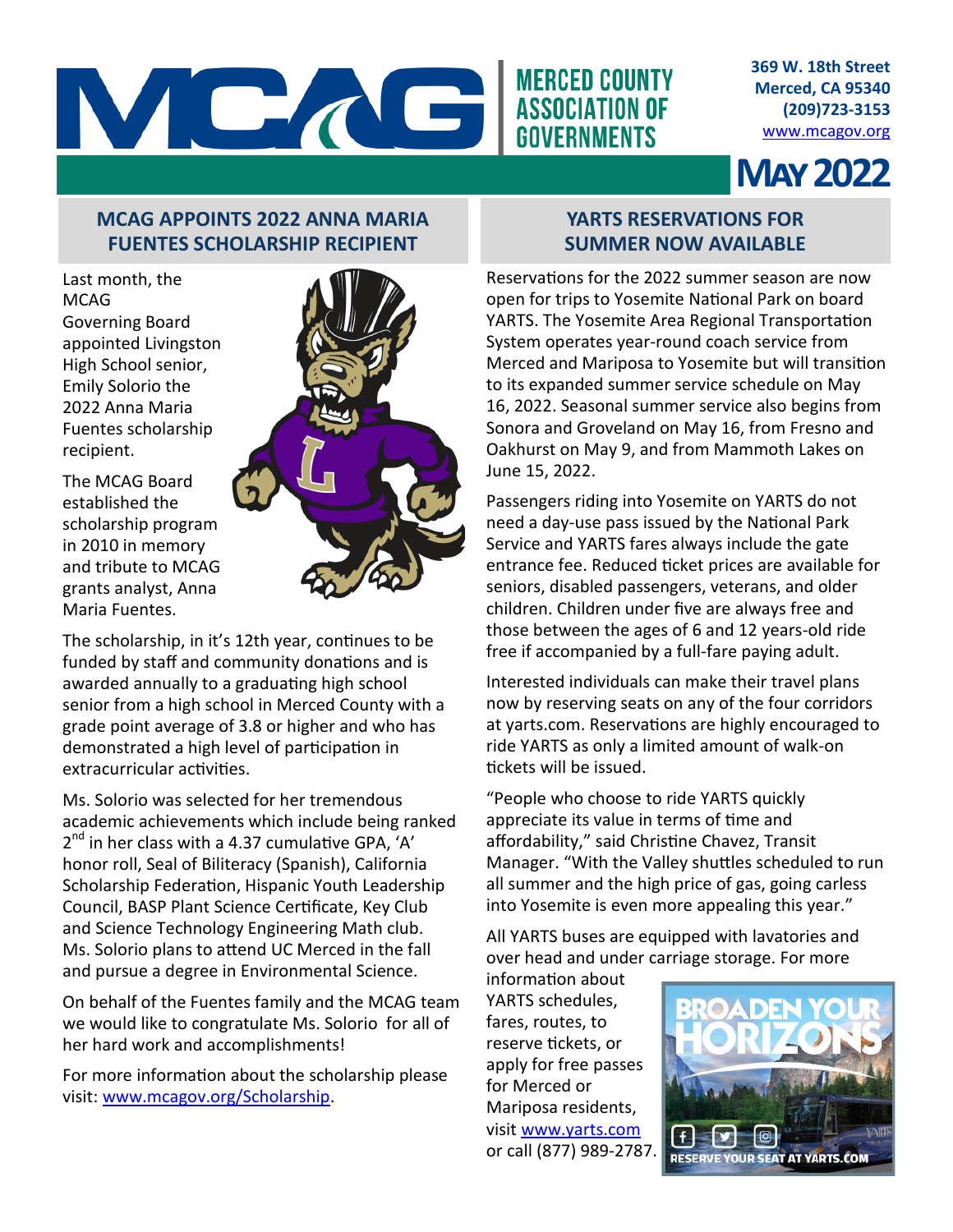# MCAG

**MERCED COUNTY ASSOCIATION OF GOVERNMENTS**

**369 W. 18th Street**
**Merced, CA 95340**
**(209)723-3153**
www.mcagov.org

# MAY 2022

## MCAG APPOINTS 2022 ANNA MARIA FUENTES SCHOLARSHIP RECIPIENT

Last month, the MCAG Governing Board appointed Livingston High School senior, Emily Solorio the 2022 Anna Maria Fuentes scholarship recipient.

The MCAG Board established the scholarship program in 2010 in memory and tribute to MCAG grants analyst, Anna Maria Fuentes.

The scholarship, in it's 12th year, continues to be funded by staff and community donations and is awarded annually to a graduating high school senior from a high school in Merced County with a grade point average of 3.8 or higher and who has demonstrated a high level of participation in extracurricular activities.

Ms. Solorio was selected for her tremendous academic achievements which include being ranked 2nd in her class with a 4.37 cumulative GPA, 'A' honor roll, Seal of Biliteracy (Spanish), California Scholarship Federation, Hispanic Youth Leadership Council, BASP Plant Science Certificate, Key Club and Science Technology Engineering Math club. Ms. Solorio plans to attend UC Merced in the fall and pursue a degree in Environmental Science.

On behalf of the Fuentes family and the MCAG team we would like to congratulate Ms. Solorio for all of her hard work and accomplishments!

For more information about the scholarship please visit: www.mcagov.org/Scholarship.

## YARTS RESERVATIONS FOR SUMMER NOW AVAILABLE

Reservations for the 2022 summer season are now open for trips to Yosemite National Park on board YARTS. The Yosemite Area Regional Transportation System operates year-round coach service from Merced and Mariposa to Yosemite but will transition to its expanded summer service schedule on May 16, 2022. Seasonal summer service also begins from Sonora and Groveland on May 16, from Fresno and Oakhurst on May 9, and from Mammoth Lakes on June 15, 2022.

Passengers riding into Yosemite on YARTS do not need a day-use pass issued by the National Park Service and YARTS fares always include the gate entrance fee. Reduced ticket prices are available for seniors, disabled passengers, veterans, and older children. Children under five are always free and those between the ages of 6 and 12 years-old ride free if accompanied by a full-fare paying adult.

Interested individuals can make their travel plans now by reserving seats on any of the four corridors at yarts.com. Reservations are highly encouraged to ride YARTS as only a limited amount of walk-on tickets will be issued.

"People who choose to ride YARTS quickly appreciate its value in terms of time and affordability," said Christine Chavez, Transit Manager. "With the Valley shuttles scheduled to run all summer and the high price of gas, going carless into Yosemite is even more appealing this year."

All YARTS buses are equipped with lavatories and over head and under carriage storage. For more information about YARTS schedules, fares, routes, to reserve tickets, or apply for free passes for Merced or Mariposa residents, visit www.yarts.com or call (877) 989-2787.

BROADEN YOUR HORIZONS

RESERVE YOUR SEAT AT YARTS.COM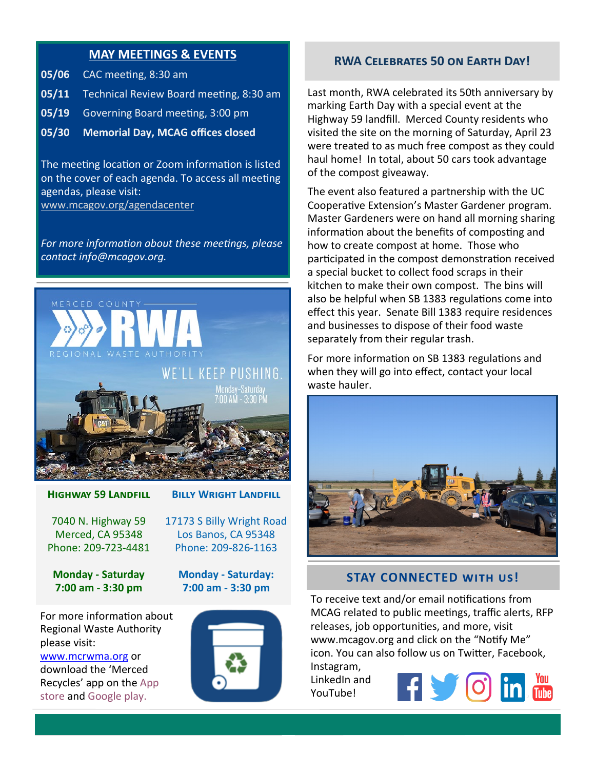## MAY MEETINGS & EVENTS

**05/06** CAC meeting, 8:30 am

**05/11** Technical Review Board meeting, 8:30 am

**05/19** Governing Board meeting, 3:00 pm

**05/30** **Memorial Day, MCAG offices closed**

The meeting location or Zoom information is listed on the cover of each agenda. To access all meeting agendas, please visit: www.mcagov.org/agendacenter

*For more information about these meetings, please contact info@mcagov.org.*

MERCED COUNTY RWA REGIONAL WASTE AUTHORITY

WE'LL KEEP PUSHING.

Monday-Saturday 7:00 AM - 3:30 PM

| **HIGHWAY 59 LANDFILL** | **BILLY WRIGHT LANDFILL** |
|---|---|
| 7040 N. Highway 59<br>Merced, CA 95348<br>Phone: 209-723-4481 | 17173 S Billy Wright Road<br>Los Banos, CA 95348<br>Phone: 209-826-1163 |
| **Monday - Saturday**<br>**7:00 am - 3:30 pm** | **Monday - Saturday:**<br>**7:00 am - 3:30 pm** |

For more information about Regional Waste Authority please visit: www.mcrwma.org or download the 'Merced Recycles' app on the App store and Google play.

## RWA CELEBRATES 50 ON EARTH DAY!

Last month, RWA celebrated its 50th anniversary by marking Earth Day with a special event at the Highway 59 landfill. Merced County residents who visited the site on the morning of Saturday, April 23 were treated to as much free compost as they could haul home! In total, about 50 cars took advantage of the compost giveaway.

The event also featured a partnership with the UC Cooperative Extension's Master Gardener program. Master Gardeners were on hand all morning sharing information about the benefits of composting and how to create compost at home. Those who participated in the compost demonstration received a special bucket to collect food scraps in their kitchen to make their own compost. The bins will also be helpful when SB 1383 regulations come into effect this year. Senate Bill 1383 require residences and businesses to dispose of their food waste separately from their regular trash.

For more information on SB 1383 regulations and when they will go into effect, contact your local waste hauler.

## STAY CONNECTED WITH US!

To receive text and/or email notifications from MCAG related to public meetings, traffic alerts, RFP releases, job opportunities, and more, visit www.mcagov.org and click on the "Notify Me" icon. You can also follow us on Twitter, Facebook, Instagram, LinkedIn and YouTube!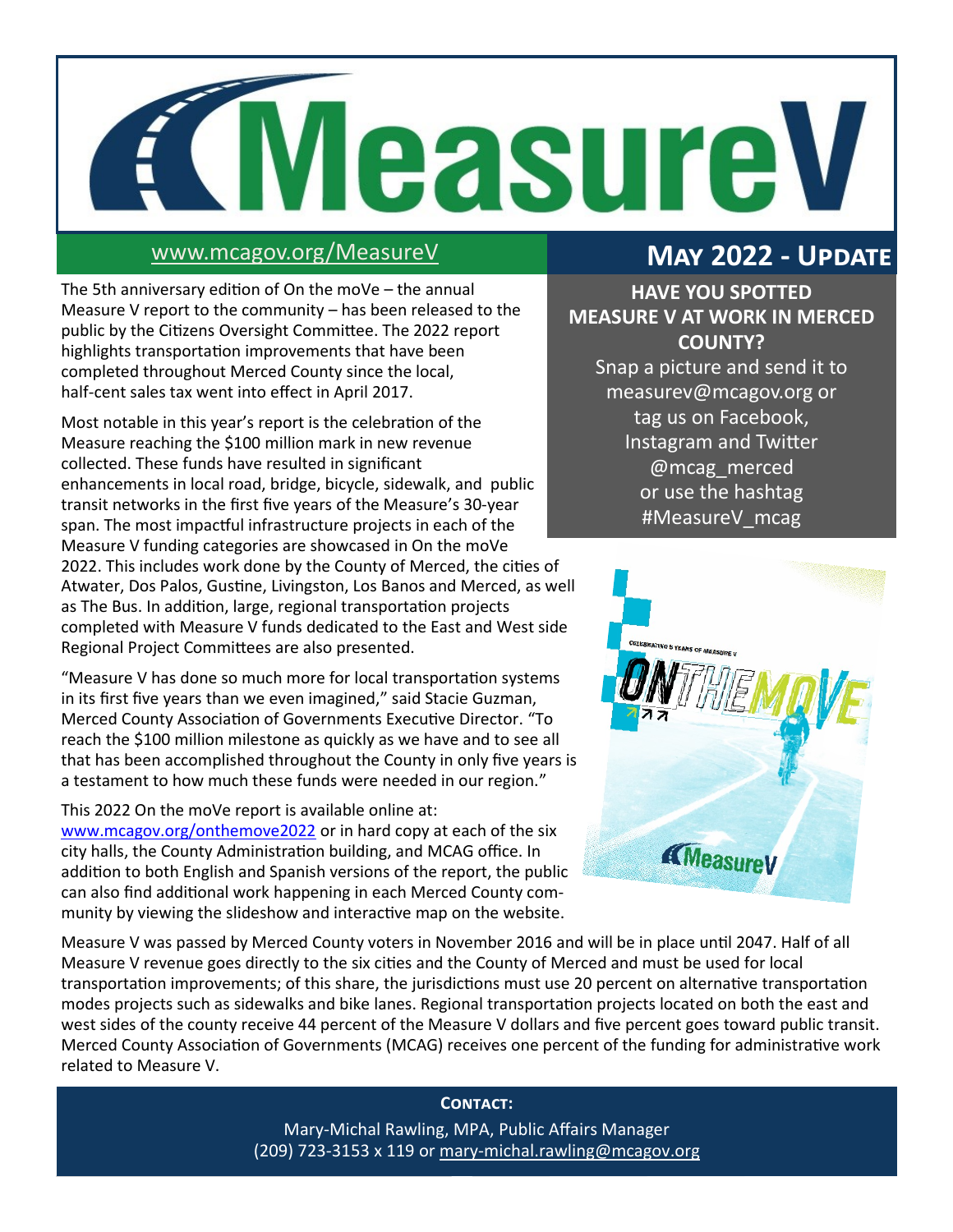# MeasureV

www.mcagov.org/MeasureV

## May 2022 - Update

The 5th anniversary edition of On the moVe – the annual Measure V report to the community – has been released to the public by the Citizens Oversight Committee. The 2022 report highlights transportation improvements that have been completed throughout Merced County since the local, half-cent sales tax went into effect in April 2017.

Most notable in this year's report is the celebration of the Measure reaching the $100 million mark in new revenue collected. These funds have resulted in significant enhancements in local road, bridge, bicycle, sidewalk, and public transit networks in the first five years of the Measure's 30-year span. The most impactful infrastructure projects in each of the Measure V funding categories are showcased in On the moVe 2022. This includes work done by the County of Merced, the cities of Atwater, Dos Palos, Gustine, Livingston, Los Banos and Merced, as well as The Bus. In addition, large, regional transportation projects completed with Measure V funds dedicated to the East and West side Regional Project Committees are also presented.

"Measure V has done so much more for local transportation systems in its first five years than we even imagined," said Stacie Guzman, Merced County Association of Governments Executive Director. "To reach the $100 million milestone as quickly as we have and to see all that has been accomplished throughout the County in only five years is a testament to how much these funds were needed in our region."

This 2022 On the moVe report is available online at: www.mcagov.org/onthemove2022 or in hard copy at each of the six city halls, the County Administration building, and MCAG office. In addition to both English and Spanish versions of the report, the public can also find additional work happening in each Merced County community by viewing the slideshow and interactive map on the website.

**HAVE YOU SPOTTED MEASURE V AT WORK IN MERCED COUNTY?**

Snap a picture and send it to measurev@mcagov.org or tag us on Facebook, Instagram and Twitter @mcag_merced or use the hashtag #MeasureV_mcag

CELEBRATING 5 YEARS OF MEASURE V

ON THE MOVE

MeasureV

Measure V was passed by Merced County voters in November 2016 and will be in place until 2047. Half of all Measure V revenue goes directly to the six cities and the County of Merced and must be used for local transportation improvements; of this share, the jurisdictions must use 20 percent on alternative transportation modes projects such as sidewalks and bike lanes. Regional transportation projects located on both the east and west sides of the county receive 44 percent of the Measure V dollars and five percent goes toward public transit. Merced County Association of Governments (MCAG) receives one percent of the funding for administrative work related to Measure V.

**Contact:**

Mary-Michal Rawling, MPA, Public Affairs Manager
(209) 723-3153 x 119 or mary-michal.rawling@mcagov.org